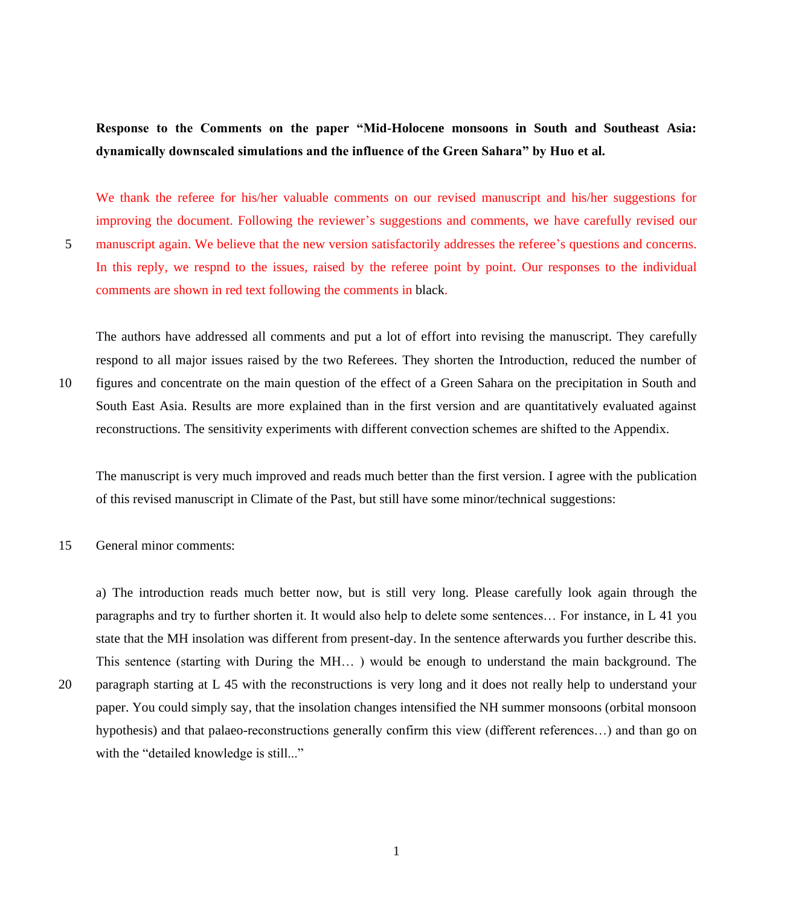**Response to the Comments on the paper "Mid-Holocene monsoons in South and Southeast Asia: dynamically downscaled simulations and the influence of the Green Sahara" by Huo et al.**

We thank the referee for his/her valuable comments on our revised manuscript and his/her suggestions for improving the document. Following the reviewer's suggestions and comments, we have carefully revised our manuscript again. We believe that the new version satisfactorily addresses the referee's questions and concerns. In this reply, we respnd to the issues, raised by the referee point by point. Our responses to the individual comments are shown in red text following the comments in black.

The authors have addressed all comments and put a lot of effort into revising the manuscript. They carefully respond to all major issues raised by the two Referees. They shorten the Introduction, reduced the number of figures and concentrate on the main question of the effect of a Green Sahara on the precipitation in South and South East Asia. Results are more explained than in the first version and are quantitatively evaluated against reconstructions. The sensitivity experiments with different convection schemes are shifted to the Appendix.

The manuscript is very much improved and reads much better than the first version. I agree with the publication of this revised manuscript in Climate of the Past, but still have some minor/technical suggestions:

General minor comments:

a) The introduction reads much better now, but is still very long. Please carefully look again through the paragraphs and try to further shorten it. It would also help to delete some sentences… For instance, in L 41 you state that the MH insolation was different from present-day. In the sentence afterwards you further describe this. This sentence (starting with During the MH… ) would be enough to understand the main background. The paragraph starting at L 45 with the reconstructions is very long and it does not really help to understand your paper. You could simply say, that the insolation changes intensified the NH summer monsoons (orbital monsoon hypothesis) and that palaeo-reconstructions generally confirm this view (different references…) and than go on with the "detailed knowledge is still..."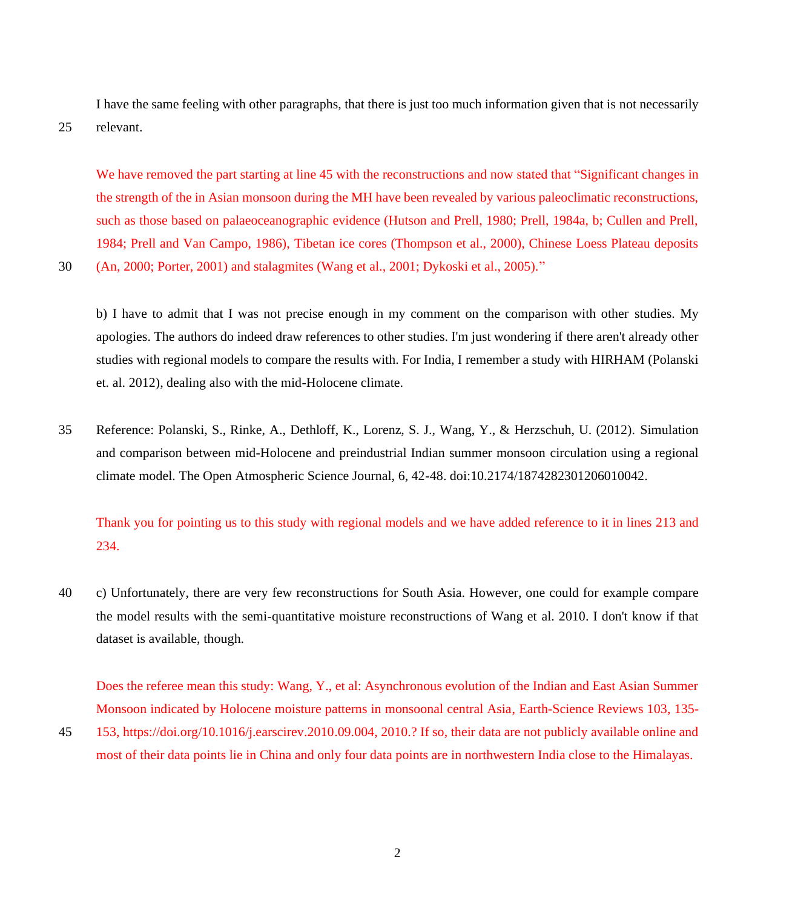I have the same feeling with other paragraphs, that there is just too much information given that is not necessarily relevant.

We have removed the part starting at line 45 with the reconstructions and now stated that "Significant changes in the strength of the in Asian monsoon during the MH have been revealed by various paleoclimatic reconstructions, such as those based on palaeoceanographic evidence (Hutson and Prell, 1980; Prell, 1984a, b; Cullen and Prell, 1984; Prell and Van Campo, 1986), Tibetan ice cores (Thompson et al., 2000), Chinese Loess Plateau deposits (An, 2000; Porter, 2001) and stalagmites (Wang et al., 2001; Dykoski et al., 2005)."

b) I have to admit that I was not precise enough in my comment on the comparison with other studies. My apologies. The authors do indeed draw references to other studies. I'm just wondering if there aren't already other studies with regional models to compare the results with. For India, I remember a study with HIRHAM (Polanski et. al. 2012), dealing also with the mid-Holocene climate.

Reference: Polanski, S., Rinke, A., Dethloff, K., Lorenz, S. J., Wang, Y., & Herzschuh, U. (2012). Simulation and comparison between mid-Holocene and preindustrial Indian summer monsoon circulation using a regional climate model. The Open Atmospheric Science Journal, 6, 42-48. doi:10.2174/1874282301206010042.

Thank you for pointing us to this study with regional models and we have added reference to it in lines 213 and 234.

c) Unfortunately, there are very few reconstructions for South Asia. However, one could for example compare the model results with the semi-quantitative moisture reconstructions of Wang et al. 2010. I don't know if that dataset is available, though.

Does the referee mean this study: Wang, Y., et al: Asynchronous evolution of the Indian and East Asian Summer Monsoon indicated by Holocene moisture patterns in monsoonal central Asia, Earth-Science Reviews 103, 135-153, https://doi.org/10.1016/j.earscirev.2010.09.004, 2010.? If so, their data are not publicly available online and most of their data points lie in China and only four data points are in northwestern India close to the Himalayas.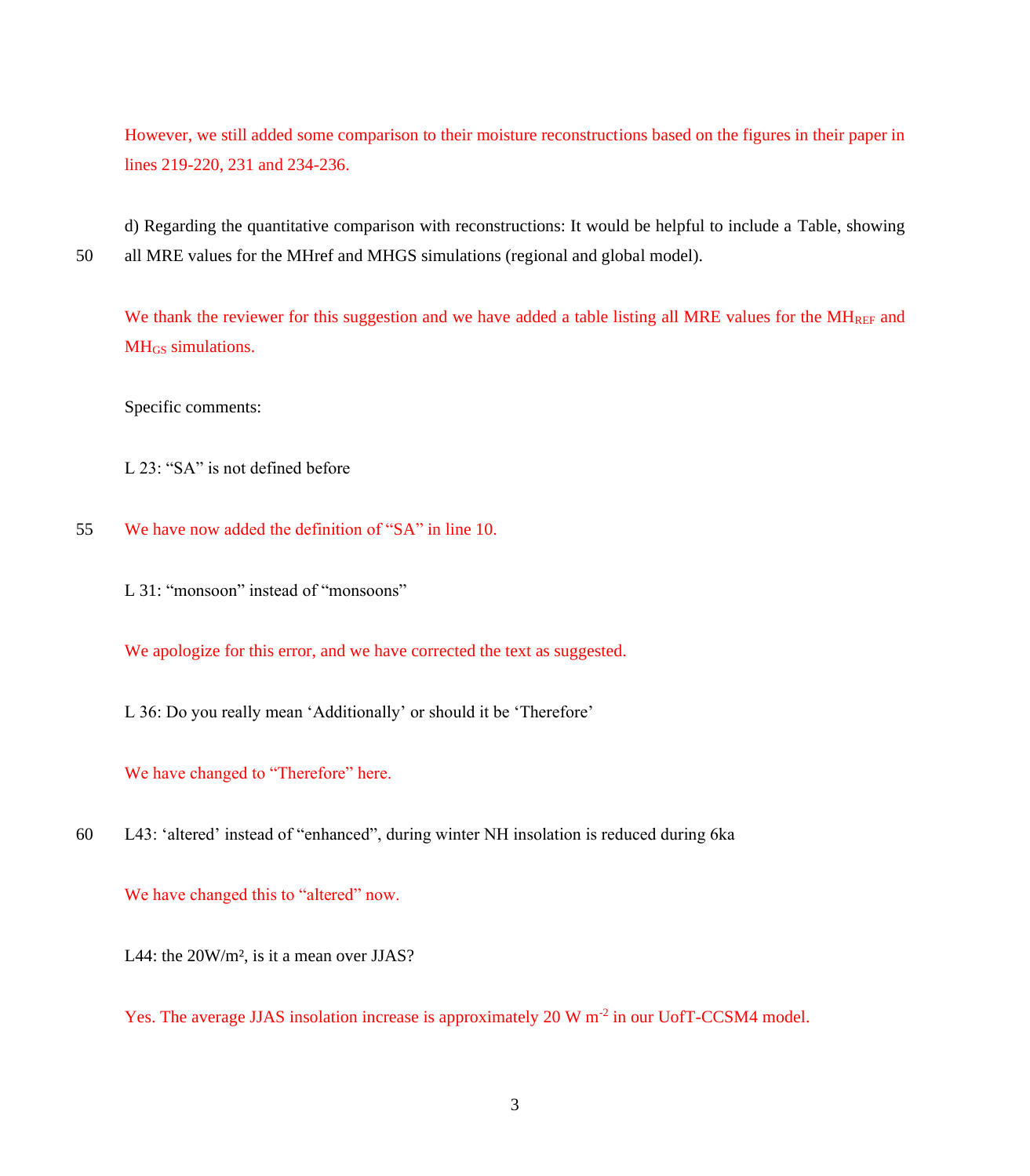However, we still added some comparison to their moisture reconstructions based on the figures in their paper in lines 219-220, 231 and 234-236.

d) Regarding the quantitative comparison with reconstructions: It would be helpful to include a Table, showing all MRE values for the MHref and MHGS simulations (regional and global model).

We thank the reviewer for this suggestion and we have added a table listing all MRE values for the $MH_{REF}$ and $MH_{GS}$ simulations.

Specific comments:

L 23: "SA" is not defined before

We have now added the definition of "SA" in line 10.

L 31: "monsoon" instead of "monsoons"

We apologize for this error, and we have corrected the text as suggested.

L 36: Do you really mean 'Additionally' or should it be 'Therefore'

We have changed to "Therefore" here.

L43: 'altered' instead of "enhanced", during winter NH insolation is reduced during 6ka

We have changed this to "altered" now.

L44: the 20W/m², is it a mean over JJAS?

Yes. The average JJAS insolation increase is approximately 20 W $m^{-2}$ in our UofT-CCSM4 model.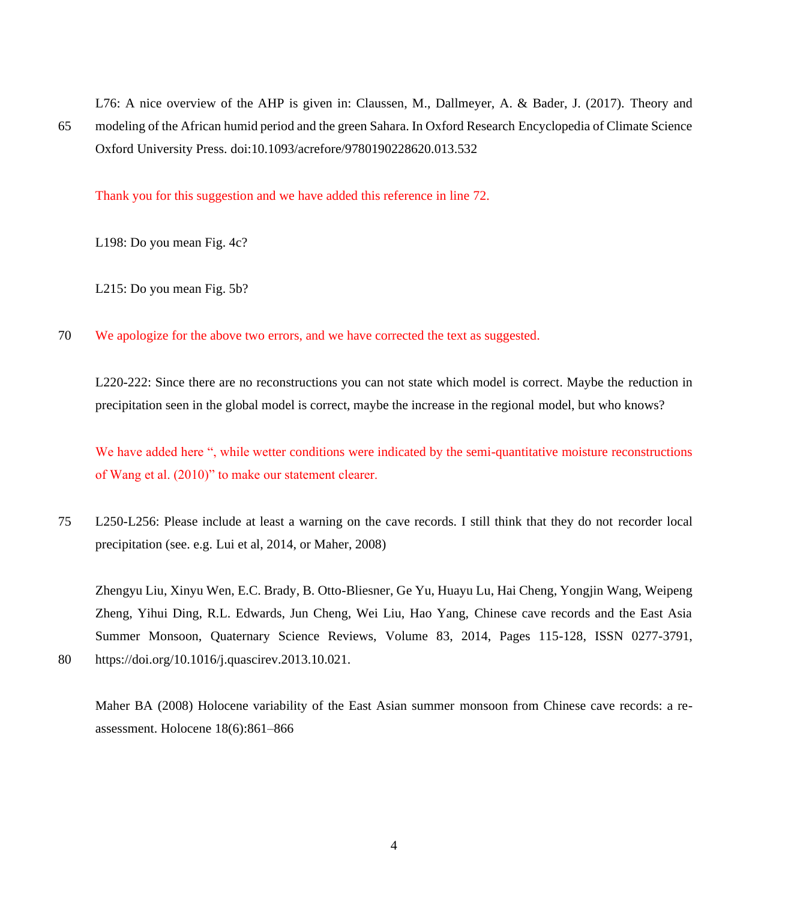L76: A nice overview of the AHP is given in: Claussen, M., Dallmeyer, A. & Bader, J. (2017). Theory and modeling of the African humid period and the green Sahara. In Oxford Research Encyclopedia of Climate Science Oxford University Press. doi:10.1093/acrefore/9780190228620.013.532

Thank you for this suggestion and we have added this reference in line 72.

L198: Do you mean Fig. 4c?

L215: Do you mean Fig. 5b?

We apologize for the above two errors, and we have corrected the text as suggested.

L220-222: Since there are no reconstructions you can not state which model is correct. Maybe the reduction in precipitation seen in the global model is correct, maybe the increase in the regional model, but who knows?

We have added here ", while wetter conditions were indicated by the semi-quantitative moisture reconstructions of Wang et al. (2010)" to make our statement clearer.

L250-L256: Please include at least a warning on the cave records. I still think that they do not recorder local precipitation (see. e.g. Lui et al, 2014, or Maher, 2008)

Zhengyu Liu, Xinyu Wen, E.C. Brady, B. Otto-Bliesner, Ge Yu, Huayu Lu, Hai Cheng, Yongjin Wang, Weipeng Zheng, Yihui Ding, R.L. Edwards, Jun Cheng, Wei Liu, Hao Yang, Chinese cave records and the East Asia Summer Monsoon, Quaternary Science Reviews, Volume 83, 2014, Pages 115-128, ISSN 0277-3791, https://doi.org/10.1016/j.quascirev.2013.10.021.

Maher BA (2008) Holocene variability of the East Asian summer monsoon from Chinese cave records: a re-assessment. Holocene 18(6):861–866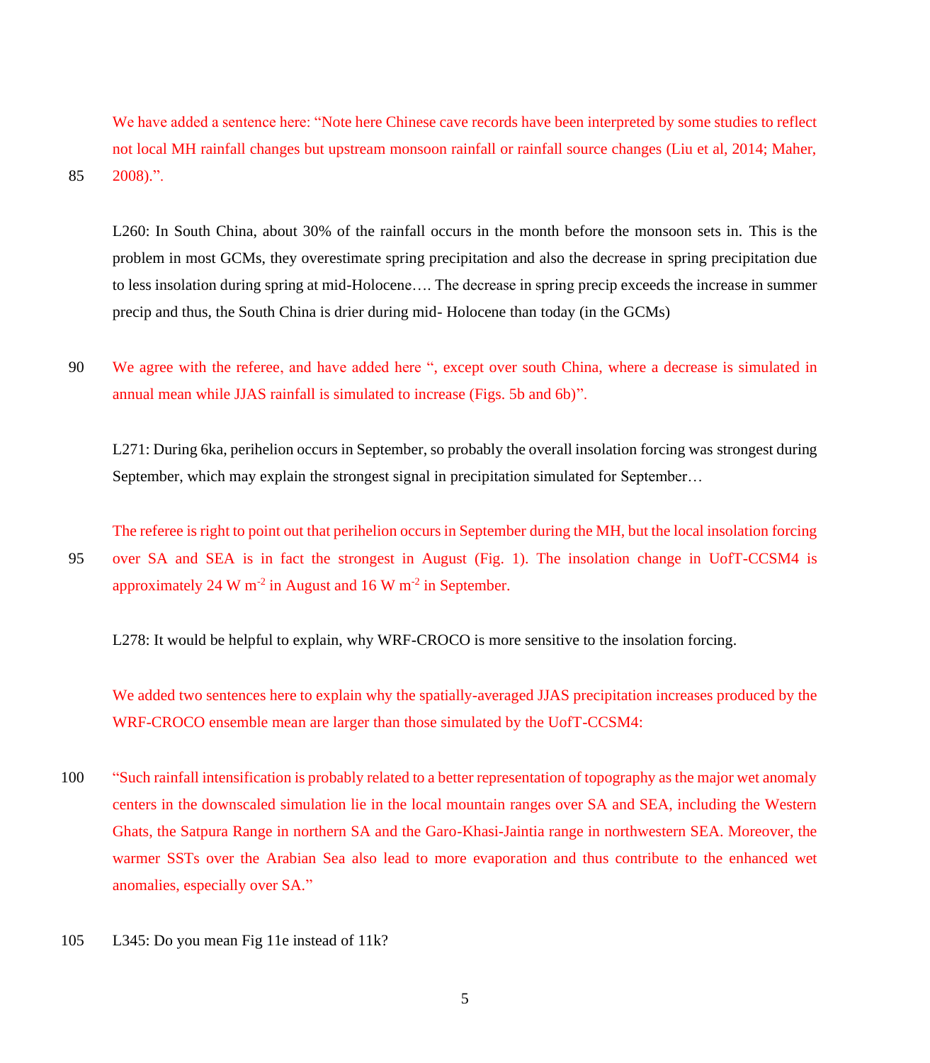We have added a sentence here: "Note here Chinese cave records have been interpreted by some studies to reflect not local MH rainfall changes but upstream monsoon rainfall or rainfall source changes (Liu et al, 2014; Maher, 2008).".

L260: In South China, about 30% of the rainfall occurs in the month before the monsoon sets in. This is the problem in most GCMs, they overestimate spring precipitation and also the decrease in spring precipitation due to less insolation during spring at mid-Holocene…. The decrease in spring precip exceeds the increase in summer precip and thus, the South China is drier during mid- Holocene than today (in the GCMs)

We agree with the referee, and have added here ", except over south China, where a decrease is simulated in annual mean while JJAS rainfall is simulated to increase (Figs. 5b and 6b)".

L271: During 6ka, perihelion occurs in September, so probably the overall insolation forcing was strongest during September, which may explain the strongest signal in precipitation simulated for September…

The referee is right to point out that perihelion occurs in September during the MH, but the local insolation forcing over SA and SEA is in fact the strongest in August (Fig. 1). The insolation change in UofT-CCSM4 is approximately 24 W $m^{-2}$ in August and 16 W $m^{-2}$ in September.

L278: It would be helpful to explain, why WRF-CROCO is more sensitive to the insolation forcing.

We added two sentences here to explain why the spatially-averaged JJAS precipitation increases produced by the WRF-CROCO ensemble mean are larger than those simulated by the UofT-CCSM4:

"Such rainfall intensification is probably related to a better representation of topography as the major wet anomaly centers in the downscaled simulation lie in the local mountain ranges over SA and SEA, including the Western Ghats, the Satpura Range in northern SA and the Garo-Khasi-Jaintia range in northwestern SEA. Moreover, the warmer SSTs over the Arabian Sea also lead to more evaporation and thus contribute to the enhanced wet anomalies, especially over SA."

L345: Do you mean Fig 11e instead of 11k?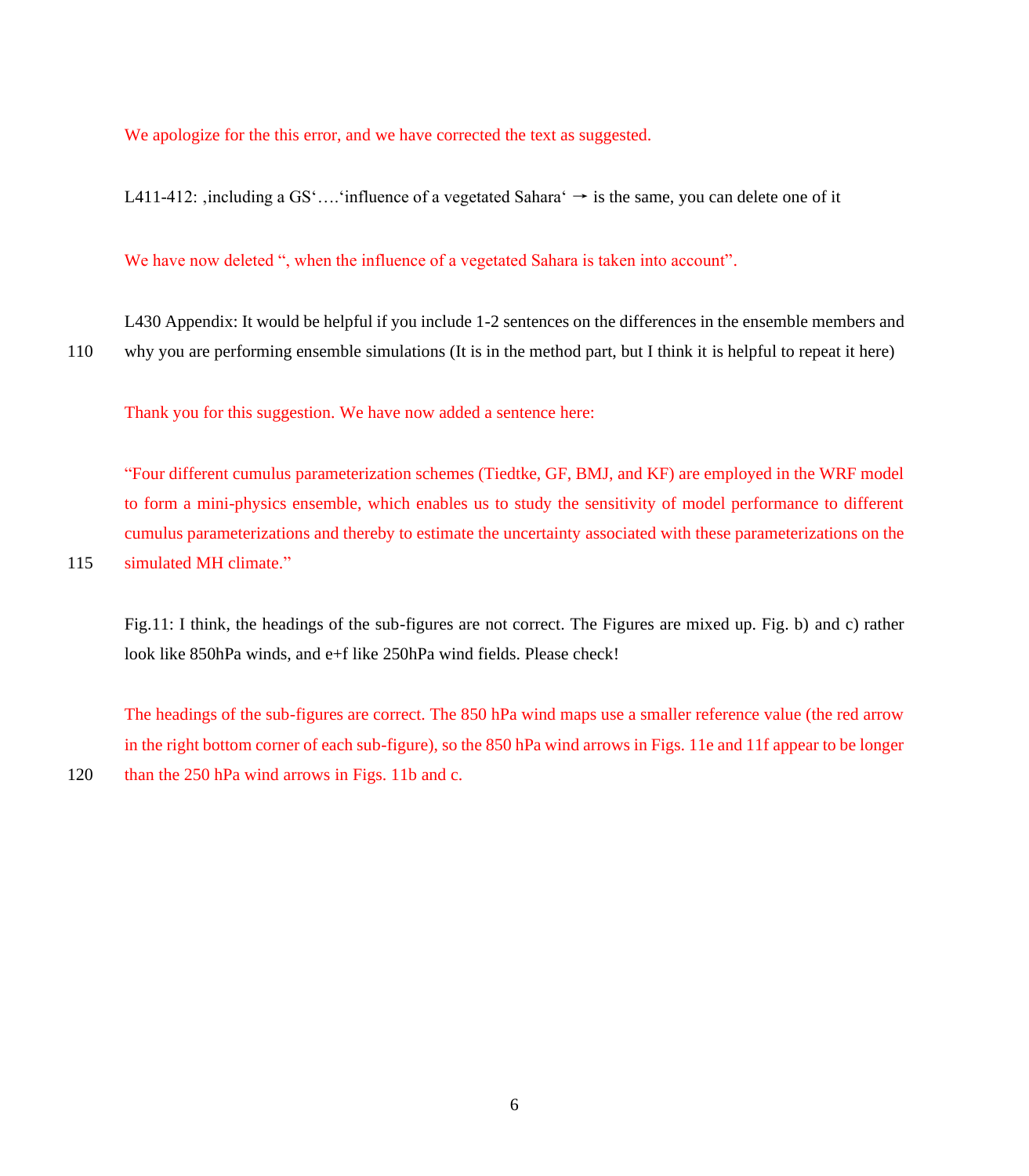We apologize for the this error, and we have corrected the text as suggested.

L411-412: ‚including a GS'….'influence of a vegetated Sahara' → is the same, you can delete one of it

We have now deleted ", when the influence of a vegetated Sahara is taken into account".

L430 Appendix: It would be helpful if you include 1-2 sentences on the differences in the ensemble members and why you are performing ensemble simulations (It is in the method part, but I think it is helpful to repeat it here)

Thank you for this suggestion. We have now added a sentence here:

"Four different cumulus parameterization schemes (Tiedtke, GF, BMJ, and KF) are employed in the WRF model to form a mini-physics ensemble, which enables us to study the sensitivity of model performance to different cumulus parameterizations and thereby to estimate the uncertainty associated with these parameterizations on the simulated MH climate."

Fig.11: I think, the headings of the sub-figures are not correct. The Figures are mixed up. Fig. b) and c) rather look like 850hPa winds, and e+f like 250hPa wind fields. Please check!

The headings of the sub-figures are correct. The 850 hPa wind maps use a smaller reference value (the red arrow in the right bottom corner of each sub-figure), so the 850 hPa wind arrows in Figs. 11e and 11f appear to be longer than the 250 hPa wind arrows in Figs. 11b and c.